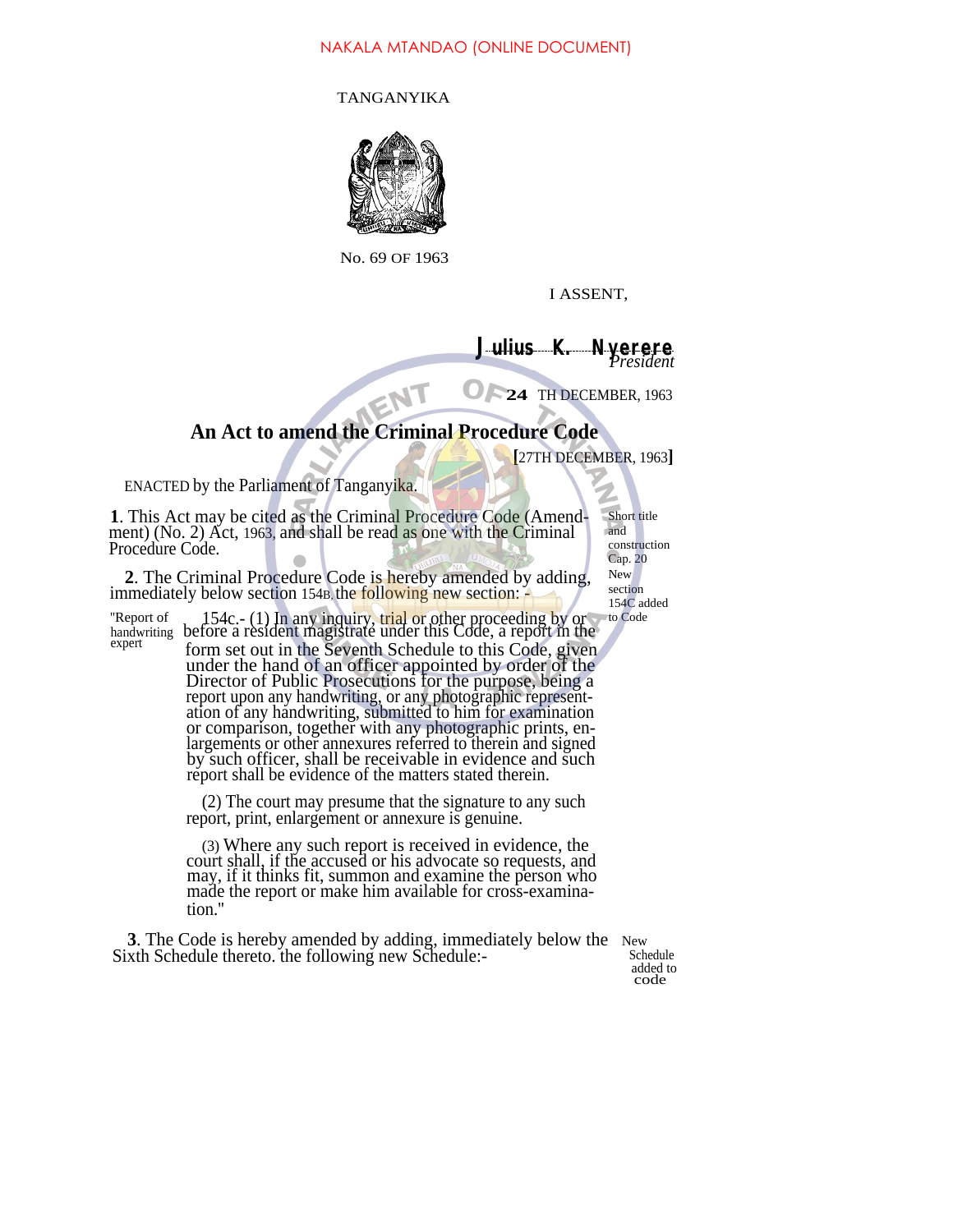NAKALA MTANDAO (ONLINE DOCUMENT)

TANGANYIKA

No. 69 OF 1963

I ASSENT,

Julius K. Nyerere
*President*

24 TH DECEMBER, 1963

## An Act to amend the Criminal Procedure Code

[27TH DECEMBER, 1963]

ENACTED by the Parliament of Tanganyika.

**1**. This Act may be cited as the Criminal Procedure Code (Amendment) (No. 2) Act, 1963, and shall be read as one with the Criminal Procedure Code.

Short title and construction Cap. 20

**2**. The Criminal Procedure Code is hereby amended by adding, immediately below section 154B, the following new section: -

New section 154C added to Code

"Report of handwriting expert

154c.- (1) In any inquiry, trial or other proceeding by or before a resident magistrate under this Code, a report in the form set out in the Seventh Schedule to this Code, given under the hand of an officer appointed by order of the Director of Public Prosecutions for the purpose, being a report upon any handwriting, or any photographic representation of any handwriting, submitted to him for examination or comparison, together with any photographic prints, enlargements or other annexures referred to therein and signed by such officer, shall be receivable in evidence and such report shall be evidence of the matters stated therein.

(2) The court may presume that the signature to any such report, print, enlargement or annexure is genuine.

(3) Where any such report is received in evidence, the court shall, if the accused or his advocate so requests, and may, if it thinks fit, summon and examine the person who made the report or make him available for cross-examination."

**3**. The Code is hereby amended by adding, immediately below the Sixth Schedule thereto. the following new Schedule:-

New Schedule added to code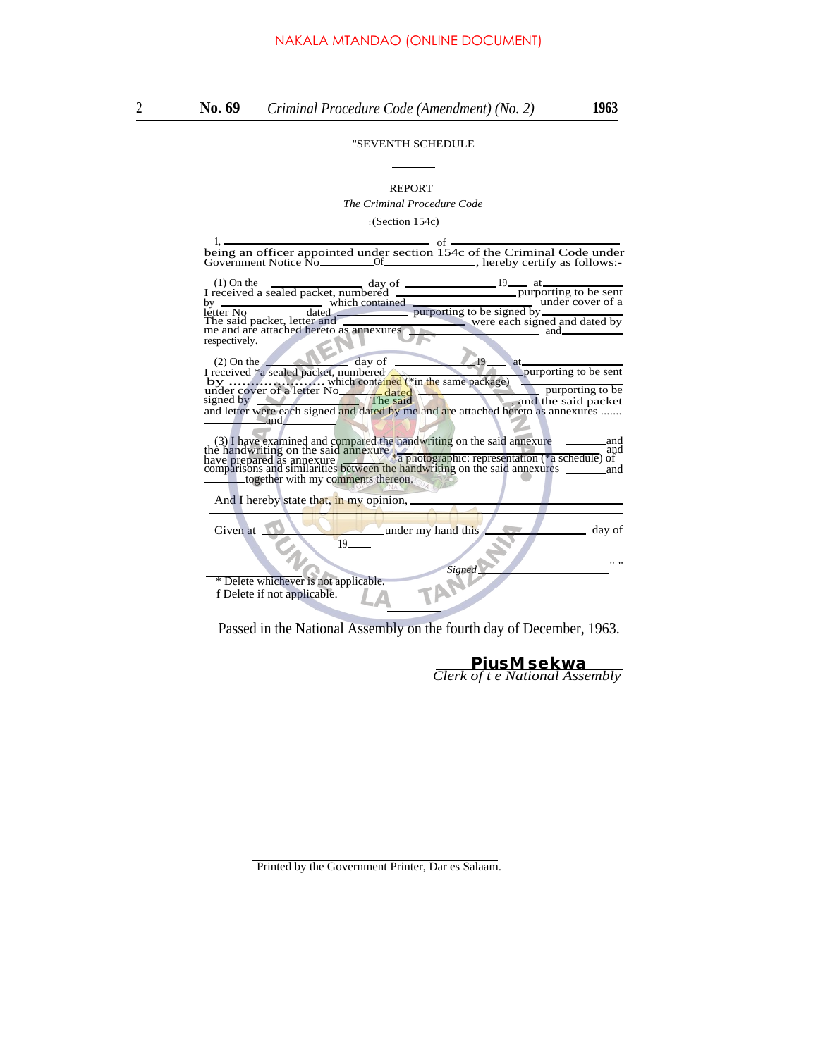"SEVENTH SCHEDULE

REPORT

*The Criminal Procedure Code*

[1](Section 154c)

I, ______________________ of ______________________ being an officer appointed under section 154c of the Criminal Code under Government Notice No________Of______________, hereby certify as follows:-

(1) On the ______________ day of ______________ 19____ at ______________ I received a sealed packet, numbered ______________ purporting to be sent by ______________ which contained ______________ under cover of a letter No ______ dated ______________ purporting to be signed by ______________ The said packet, letter and ______________ were each signed and dated by me and are attached hereto as annexures ______________ and ______________ respectively.

(2) On the ______________ day of ______________ 19______ at ______________ I received *a sealed packet, numbered ______________ purporting to be sent by ...................... which contained (*in the same package) ______________ under cover of a letter No______ dated ______________ purporting to be signed by ______________ The said ______________, and the said packet and letter were each signed and dated by me and are attached hereto as annexures ....... ______________ and ______________

(3) I have examined and compared the handwriting on the said annexure ________ and the handwriting on the said annexure ______________ and have prepared as annexure ________ *a photographic: representation (*a schedule) of comparisons and similarities between the handwriting on the said annexures ________ and ______ together with my comments thereon.

And I hereby state that, in my opinion, ______________________________________________

Given at ______________ under my hand this ______________ day of ______________ 19____

*Signed* ______________________ " "

\* Delete whichever is not applicable.

f Delete if not applicable.

Passed in the National Assembly on the fourth day of December, 1963.

**PiusMsekwa**
*Clerk of t e National Assembly*

Printed by the Government Printer, Dar es Salaam.